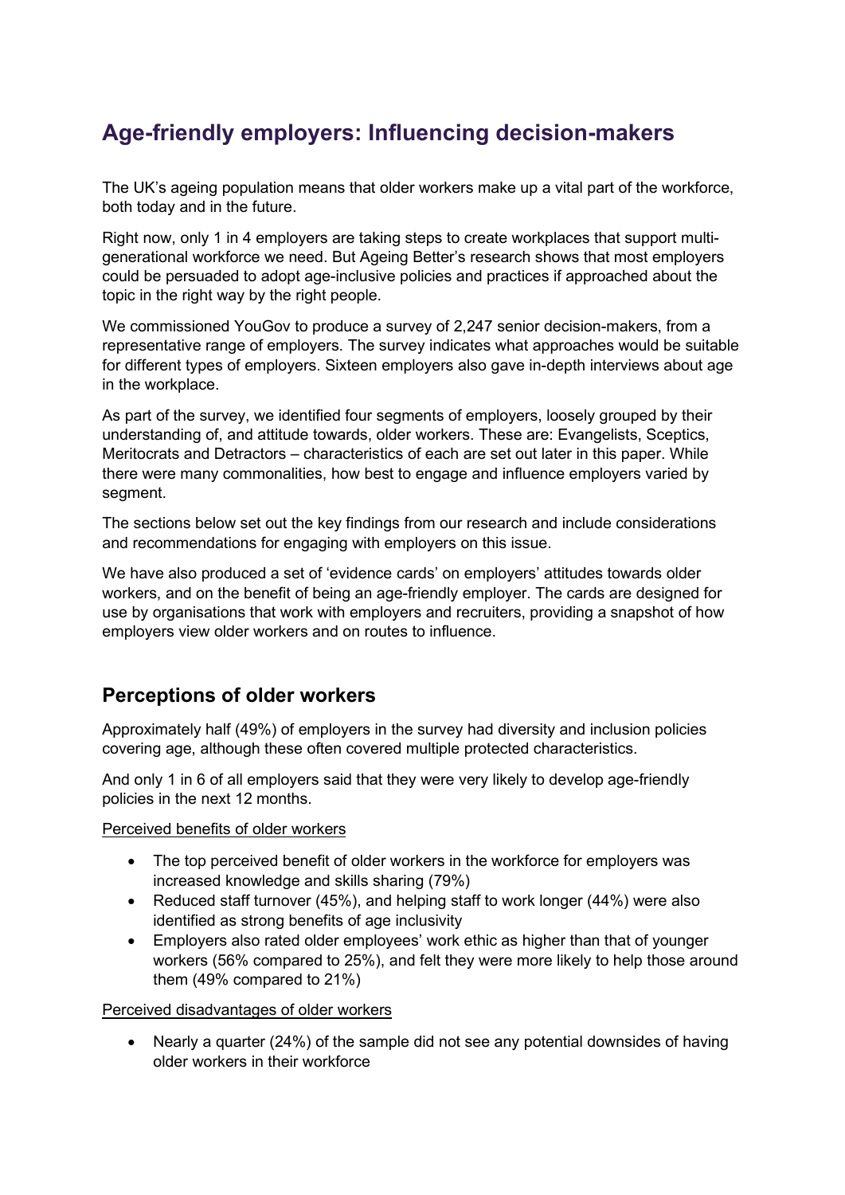# Age-friendly employers: Influencing decision-makers

The UK's ageing population means that older workers make up a vital part of the workforce, both today and in the future.

Right now, only 1 in 4 employers are taking steps to create workplaces that support multi-generational workforce we need. But Ageing Better's research shows that most employers could be persuaded to adopt age-inclusive policies and practices if approached about the topic in the right way by the right people.

We commissioned YouGov to produce a survey of 2,247 senior decision-makers, from a representative range of employers. The survey indicates what approaches would be suitable for different types of employers. Sixteen employers also gave in-depth interviews about age in the workplace.

As part of the survey, we identified four segments of employers, loosely grouped by their understanding of, and attitude towards, older workers. These are: Evangelists, Sceptics, Meritocrats and Detractors – characteristics of each are set out later in this paper. While there were many commonalities, how best to engage and influence employers varied by segment.

The sections below set out the key findings from our research and include considerations and recommendations for engaging with employers on this issue.

We have also produced a set of 'evidence cards' on employers' attitudes towards older workers, and on the benefit of being an age-friendly employer. The cards are designed for use by organisations that work with employers and recruiters, providing a snapshot of how employers view older workers and on routes to influence.

## Perceptions of older workers

Approximately half (49%) of employers in the survey had diversity and inclusion policies covering age, although these often covered multiple protected characteristics.

And only 1 in 6 of all employers said that they were very likely to develop age-friendly policies in the next 12 months.

<u>Perceived benefits of older workers</u>

- The top perceived benefit of older workers in the workforce for employers was increased knowledge and skills sharing (79%)
- Reduced staff turnover (45%), and helping staff to work longer (44%) were also identified as strong benefits of age inclusivity
- Employers also rated older employees' work ethic as higher than that of younger workers (56% compared to 25%), and felt they were more likely to help those around them (49% compared to 21%)

<u>Perceived disadvantages of older workers</u>

- Nearly a quarter (24%) of the sample did not see any potential downsides of having older workers in their workforce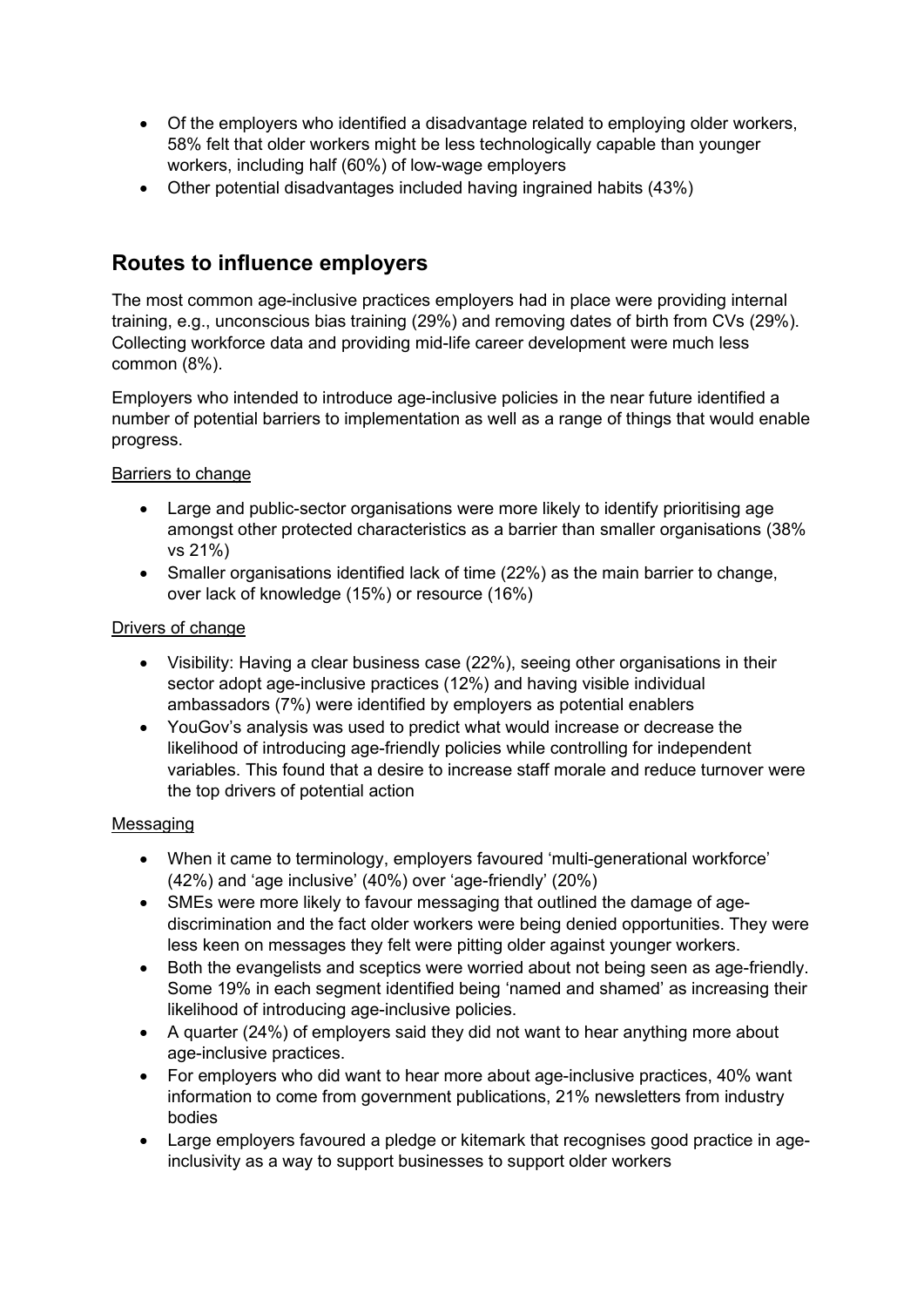- Of the employers who identified a disadvantage related to employing older workers, 58% felt that older workers might be less technologically capable than younger workers, including half (60%) of low-wage employers
- Other potential disadvantages included having ingrained habits (43%)

## Routes to influence employers

The most common age-inclusive practices employers had in place were providing internal training, e.g., unconscious bias training (29%) and removing dates of birth from CVs (29%). Collecting workforce data and providing mid-life career development were much less common (8%).

Employers who intended to introduce age-inclusive policies in the near future identified a number of potential barriers to implementation as well as a range of things that would enable progress.

Barriers to change

- Large and public-sector organisations were more likely to identify prioritising age amongst other protected characteristics as a barrier than smaller organisations (38% vs 21%)
- Smaller organisations identified lack of time (22%) as the main barrier to change, over lack of knowledge (15%) or resource (16%)

Drivers of change

- Visibility: Having a clear business case (22%), seeing other organisations in their sector adopt age-inclusive practices (12%) and having visible individual ambassadors (7%) were identified by employers as potential enablers
- YouGov's analysis was used to predict what would increase or decrease the likelihood of introducing age-friendly policies while controlling for independent variables. This found that a desire to increase staff morale and reduce turnover were the top drivers of potential action

Messaging

- When it came to terminology, employers favoured 'multi-generational workforce' (42%) and 'age inclusive' (40%) over 'age-friendly' (20%)
- SMEs were more likely to favour messaging that outlined the damage of age-discrimination and the fact older workers were being denied opportunities. They were less keen on messages they felt were pitting older against younger workers.
- Both the evangelists and sceptics were worried about not being seen as age-friendly. Some 19% in each segment identified being 'named and shamed' as increasing their likelihood of introducing age-inclusive policies.
- A quarter (24%) of employers said they did not want to hear anything more about age-inclusive practices.
- For employers who did want to hear more about age-inclusive practices, 40% want information to come from government publications, 21% newsletters from industry bodies
- Large employers favoured a pledge or kitemark that recognises good practice in age-inclusivity as a way to support businesses to support older workers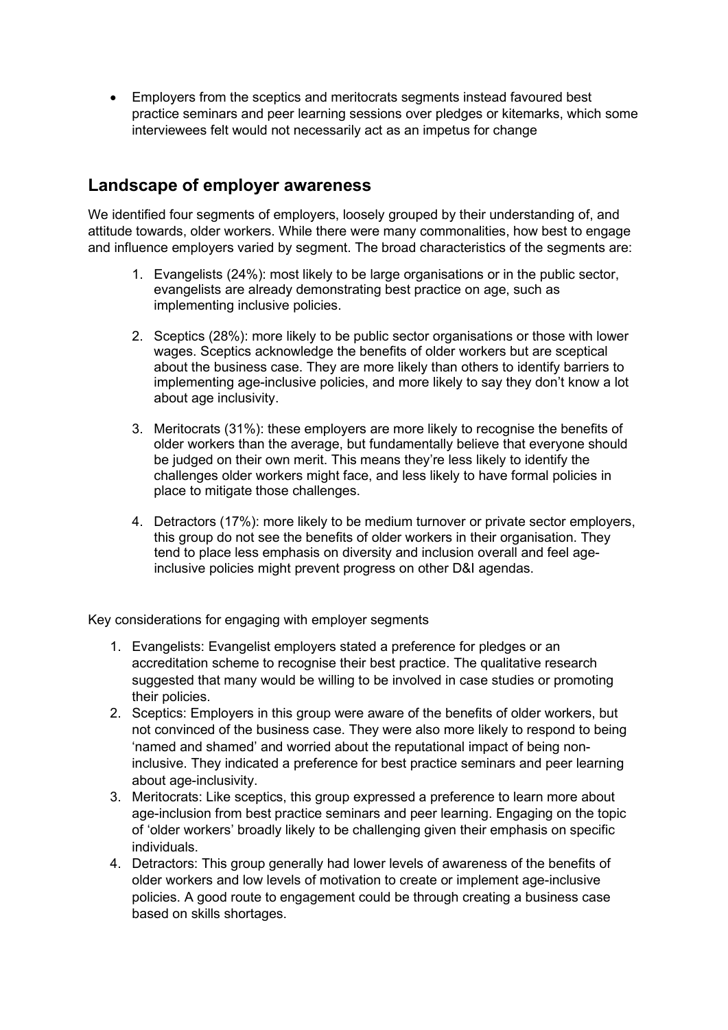- Employers from the sceptics and meritocrats segments instead favoured best practice seminars and peer learning sessions over pledges or kitemarks, which some interviewees felt would not necessarily act as an impetus for change

## Landscape of employer awareness

We identified four segments of employers, loosely grouped by their understanding of, and attitude towards, older workers. While there were many commonalities, how best to engage and influence employers varied by segment. The broad characteristics of the segments are:

1. Evangelists (24%): most likely to be large organisations or in the public sector, evangelists are already demonstrating best practice on age, such as implementing inclusive policies.

2. Sceptics (28%): more likely to be public sector organisations or those with lower wages. Sceptics acknowledge the benefits of older workers but are sceptical about the business case. They are more likely than others to identify barriers to implementing age-inclusive policies, and more likely to say they don't know a lot about age inclusivity.

3. Meritocrats (31%): these employers are more likely to recognise the benefits of older workers than the average, but fundamentally believe that everyone should be judged on their own merit. This means they're less likely to identify the challenges older workers might face, and less likely to have formal policies in place to mitigate those challenges.

4. Detractors (17%): more likely to be medium turnover or private sector employers, this group do not see the benefits of older workers in their organisation. They tend to place less emphasis on diversity and inclusion overall and feel age-inclusive policies might prevent progress on other D&I agendas.

Key considerations for engaging with employer segments

1. Evangelists: Evangelist employers stated a preference for pledges or an accreditation scheme to recognise their best practice. The qualitative research suggested that many would be willing to be involved in case studies or promoting their policies.
2. Sceptics: Employers in this group were aware of the benefits of older workers, but not convinced of the business case. They were also more likely to respond to being 'named and shamed' and worried about the reputational impact of being non-inclusive. They indicated a preference for best practice seminars and peer learning about age-inclusivity.
3. Meritocrats: Like sceptics, this group expressed a preference to learn more about age-inclusion from best practice seminars and peer learning. Engaging on the topic of 'older workers' broadly likely to be challenging given their emphasis on specific individuals.
4. Detractors: This group generally had lower levels of awareness of the benefits of older workers and low levels of motivation to create or implement age-inclusive policies. A good route to engagement could be through creating a business case based on skills shortages.